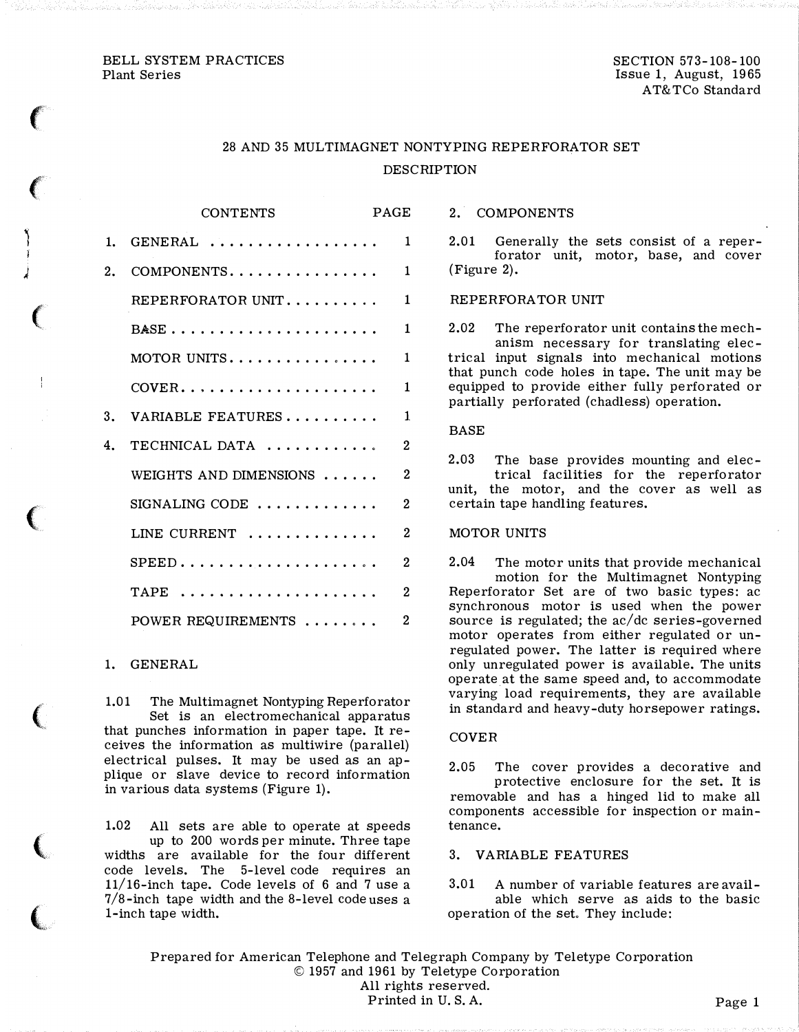BELL SYSTEM PRACTICES
Plant Series

SECTION 573-108-100
Issue 1, August, 1965
AT&TCo Standard

# 28 AND 35 MULTIMAGNET NONTYPING REPERFORATOR SET

## DESCRIPTION

| CONTENTS | PAGE |
|---|---|
| 1. GENERAL | 1 |
| 2. COMPONENTS | 1 |
| REPERFORATOR UNIT | 1 |
| BASE | 1 |
| MOTOR UNITS | 1 |
| COVER | 1 |
| 3. VARIABLE FEATURES | 1 |
| 4. TECHNICAL DATA | 2 |
| WEIGHTS AND DIMENSIONS | 2 |
| SIGNALING CODE | 2 |
| LINE CURRENT | 2 |
| SPEED | 2 |
| TAPE | 2 |
| POWER REQUIREMENTS | 2 |

## 1. GENERAL

1.01 The Multimagnet Nontyping Reperforator Set is an electromechanical apparatus that punches information in paper tape. It receives the information as multiwire (parallel) electrical pulses. It may be used as an applique or slave device to record information in various data systems (Figure 1).

1.02 All sets are able to operate at speeds up to 200 words per minute. Three tape widths are available for the four different code levels. The 5-level code requires an 11/16-inch tape. Code levels of 6 and 7 use a 7/8-inch tape width and the 8-level code uses a 1-inch tape width.

## 2. COMPONENTS

2.01 Generally the sets consist of a reperforator unit, motor, base, and cover (Figure 2).

### REPERFORATOR UNIT

2.02 The reperforator unit contains the mechanism necessary for translating electrical input signals into mechanical motions that punch code holes in tape. The unit may be equipped to provide either fully perforated or partially perforated (chadless) operation.

### BASE

2.03 The base provides mounting and electrical facilities for the reperforator unit, the motor, and the cover as well as certain tape handling features.

### MOTOR UNITS

2.04 The motor units that provide mechanical motion for the Multimagnet Nontyping Reperforator Set are of two basic types: ac synchronous motor is used when the power source is regulated; the ac/dc series-governed motor operates from either regulated or unregulated power. The latter is required where only unregulated power is available. The units operate at the same speed and, to accommodate varying load requirements, they are available in standard and heavy-duty horsepower ratings.

### COVER

2.05 The cover provides a decorative and protective enclosure for the set. It is removable and has a hinged lid to make all components accessible for inspection or maintenance.

## 3. VARIABLE FEATURES

3.01 A number of variable features are available which serve as aids to the basic operation of the set. They include:

Prepared for American Telephone and Telegraph Company by Teletype Corporation
© 1957 and 1961 by Teletype Corporation
All rights reserved.
Printed in U. S. A.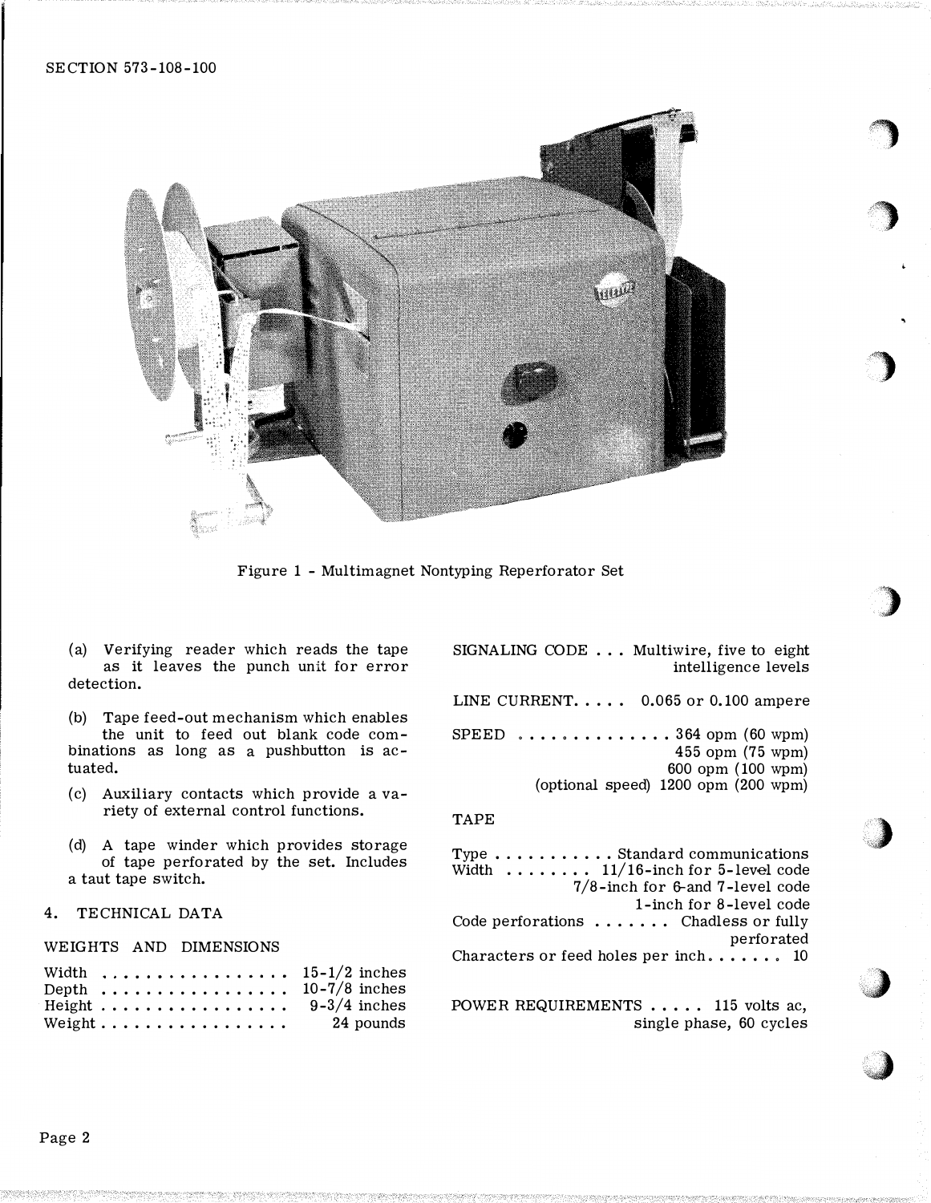Figure 1 - Multimagnet Nontyping Reperforator Set

(a) Verifying reader which reads the tape as it leaves the punch unit for error detection.

(b) Tape feed-out mechanism which enables the unit to feed out blank code combinations as long as a pushbutton is actuated.

(c) Auxiliary contacts which provide a variety of external control functions.

(d) A tape winder which provides storage of tape perforated by the set. Includes a taut tape switch.

## 4. TECHNICAL DATA

### WEIGHTS AND DIMENSIONS

| | |
|---|---|
| Width | 15-1/2 inches |
| Depth | 10-7/8 inches |
| Height | 9-3/4 inches |
| Weight | 24 pounds |

SIGNALING CODE . . . Multiwire, five to eight intelligence levels

LINE CURRENT. . . . . 0.065 or 0.100 ampere

SPEED . . . . . . . . . . . . . . 364 opm (60 wpm)
455 opm (75 wpm)
600 opm (100 wpm)
(optional speed) 1200 opm (200 wpm)

### TAPE

| | |
|---|---|
| Type | Standard communications |
| Width | 11/16-inch for 5-level code<br>7/8-inch for 6-and 7-level code<br>1-inch for 8-level code |
| Code perforations | Chadless or fully perforated |
| Characters or feed holes per inch | 10 |

POWER REQUIREMENTS . . . . . 115 volts ac, single phase, 60 cycles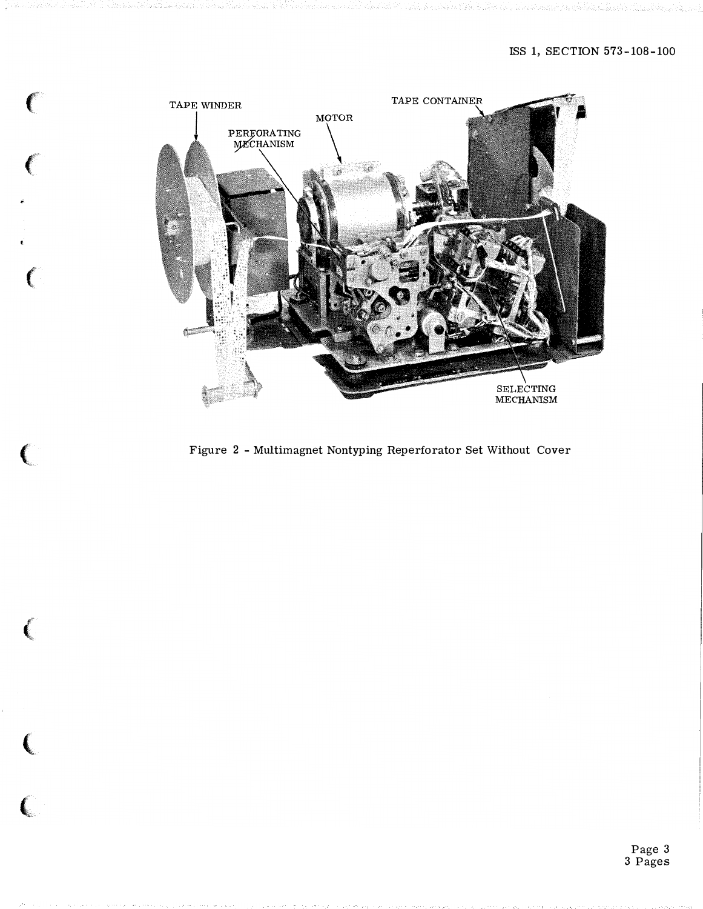TAPE WINDER

MOTOR

PERFORATING MECHANISM

TAPE CONTAINER

SELECTING MECHANISM

Figure 2 - Multimagnet Nontyping Reperforator Set Without Cover